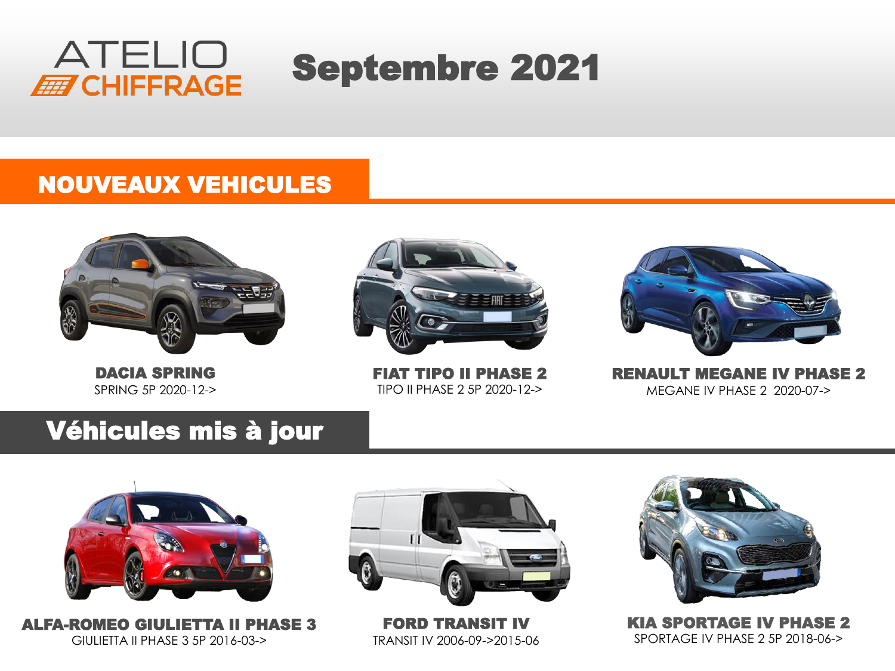ATELIO CHIFFRAGE

# Septembre 2021

## NOUVEAUX VEHICULES

**DACIA SPRING**
SPRING 5P 2020-12->

**FIAT TIPO II PHASE 2**
TIPO II PHASE 2 5P 2020-12->

**RENAULT MEGANE IV PHASE 2**
MEGANE IV PHASE 2 2020-07->

## Véhicules mis à jour

**ALFA-ROMEO GIULIETTA II PHASE 3**
GIULIETTA II PHASE 3 5P 2016-03->

**FORD TRANSIT IV**
TRANSIT IV 2006-09->2015-06

**KIA SPORTAGE IV PHASE 2**
SPORTAGE IV PHASE 2 5P 2018-06->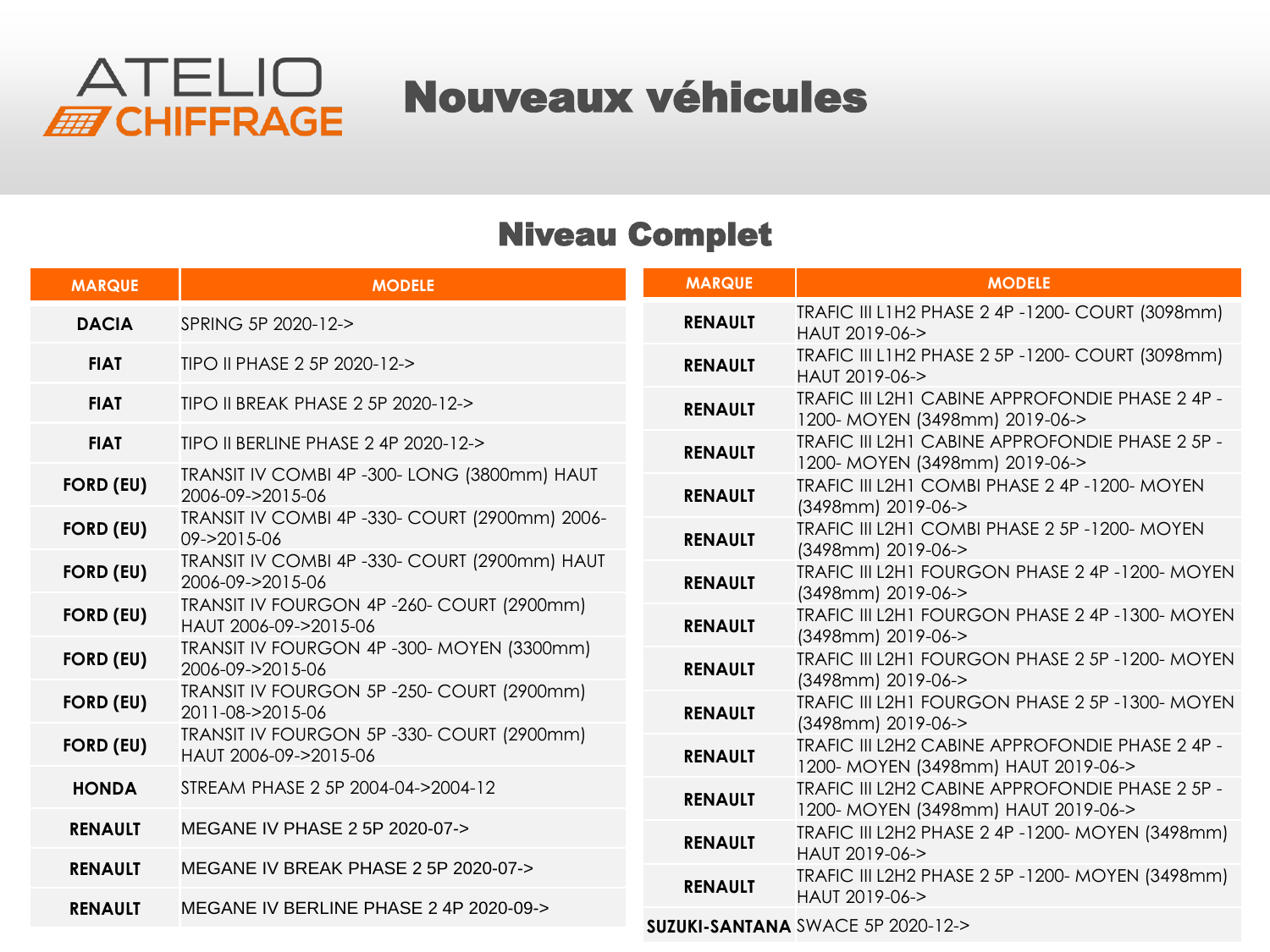ATELIO CHIFFRAGE

# Nouveaux véhicules

## Niveau Complet

| MARQUE | MODELE |
|---|---|
| DACIA | SPRING 5P 2020-12-> |
| FIAT | TIPO II PHASE 2 5P 2020-12-> |
| FIAT | TIPO II BREAK PHASE 2 5P 2020-12-> |
| FIAT | TIPO II BERLINE PHASE 2 4P 2020-12-> |
| FORD (EU) | TRANSIT IV COMBI 4P -300- LONG (3800mm) HAUT 2006-09->2015-06 |
| FORD (EU) | TRANSIT IV COMBI 4P -330- COURT (2900mm) 2006-09->2015-06 |
| FORD (EU) | TRANSIT IV COMBI 4P -330- COURT (2900mm) HAUT 2006-09->2015-06 |
| FORD (EU) | TRANSIT IV FOURGON 4P -260- COURT (2900mm) HAUT 2006-09->2015-06 |
| FORD (EU) | TRANSIT IV FOURGON 4P -300- MOYEN (3300mm) 2006-09->2015-06 |
| FORD (EU) | TRANSIT IV FOURGON 5P -250- COURT (2900mm) 2011-08->2015-06 |
| FORD (EU) | TRANSIT IV FOURGON 5P -330- COURT (2900mm) HAUT 2006-09->2015-06 |
| HONDA | STREAM PHASE 2 5P 2004-04->2004-12 |
| RENAULT | MEGANE IV PHASE 2 5P 2020-07-> |
| RENAULT | MEGANE IV BREAK PHASE 2 5P 2020-07-> |
| RENAULT | MEGANE IV BERLINE PHASE 2 4P 2020-09-> |
| RENAULT | TRAFIC III L1H2 PHASE 2 4P -1200- COURT (3098mm) HAUT 2019-06-> |
| RENAULT | TRAFIC III L1H2 PHASE 2 5P -1200- COURT (3098mm) HAUT 2019-06-> |
| RENAULT | TRAFIC III L2H1 CABINE APPROFONDIE PHASE 2 4P -1200- MOYEN (3498mm) 2019-06-> |
| RENAULT | TRAFIC III L2H1 CABINE APPROFONDIE PHASE 2 5P -1200- MOYEN (3498mm) 2019-06-> |
| RENAULT | TRAFIC III L2H1 COMBI PHASE 2 4P -1200- MOYEN (3498mm) 2019-06-> |
| RENAULT | TRAFIC III L2H1 COMBI PHASE 2 5P -1200- MOYEN (3498mm) 2019-06-> |
| RENAULT | TRAFIC III L2H1 FOURGON PHASE 2 4P -1200- MOYEN (3498mm) 2019-06-> |
| RENAULT | TRAFIC III L2H1 FOURGON PHASE 2 4P -1300- MOYEN (3498mm) 2019-06-> |
| RENAULT | TRAFIC III L2H1 FOURGON PHASE 2 5P -1200- MOYEN (3498mm) 2019-06-> |
| RENAULT | TRAFIC III L2H1 FOURGON PHASE 2 5P -1300- MOYEN (3498mm) 2019-06-> |
| RENAULT | TRAFIC III L2H2 CABINE APPROFONDIE PHASE 2 4P -1200- MOYEN (3498mm) HAUT 2019-06-> |
| RENAULT | TRAFIC III L2H2 CABINE APPROFONDIE PHASE 2 5P -1200- MOYEN (3498mm) HAUT 2019-06-> |
| RENAULT | TRAFIC III L2H2 PHASE 2 4P -1200- MOYEN (3498mm) HAUT 2019-06-> |
| RENAULT | TRAFIC III L2H2 PHASE 2 5P -1200- MOYEN (3498mm) HAUT 2019-06-> |
| SUZUKI-SANTANA | SWACE 5P 2020-12-> |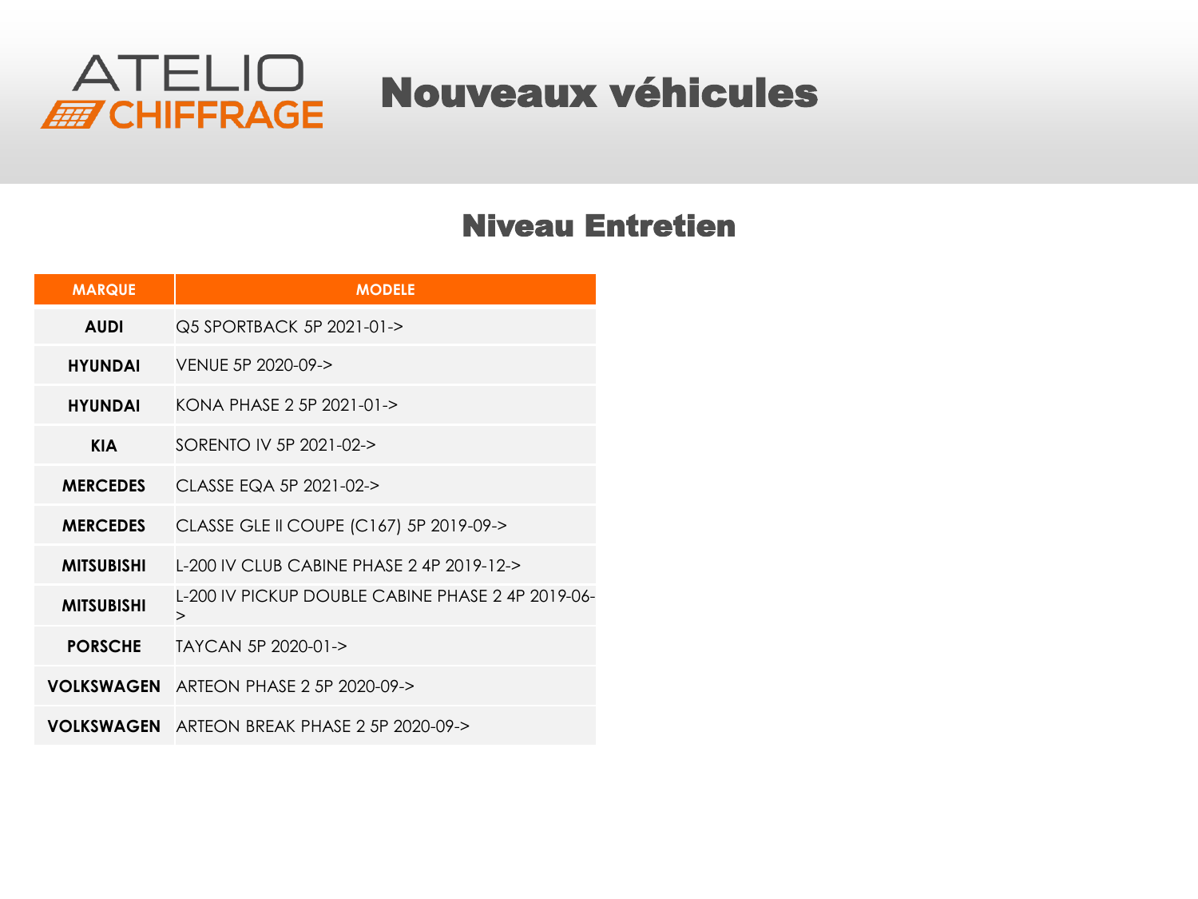# Nouveaux véhicules

## Niveau Entretien

| MARQUE | MODELE |
| --- | --- |
| **AUDI** | Q5 SPORTBACK 5P 2021-01-> |
| **HYUNDAI** | VENUE 5P 2020-09-> |
| **HYUNDAI** | KONA PHASE 2 5P 2021-01-> |
| **KIA** | SORENTO IV 5P 2021-02-> |
| **MERCEDES** | CLASSE EQA 5P 2021-02-> |
| **MERCEDES** | CLASSE GLE II COUPE (C167) 5P 2019-09-> |
| **MITSUBISHI** | L-200 IV CLUB CABINE PHASE 2 4P 2019-12-> |
| **MITSUBISHI** | L-200 IV PICKUP DOUBLE CABINE PHASE 2 4P 2019-06-> |
| **PORSCHE** | TAYCAN 5P 2020-01-> |
| **VOLKSWAGEN** | ARTEON PHASE 2 5P 2020-09-> |
| **VOLKSWAGEN** | ARTEON BREAK PHASE 2 5P 2020-09-> |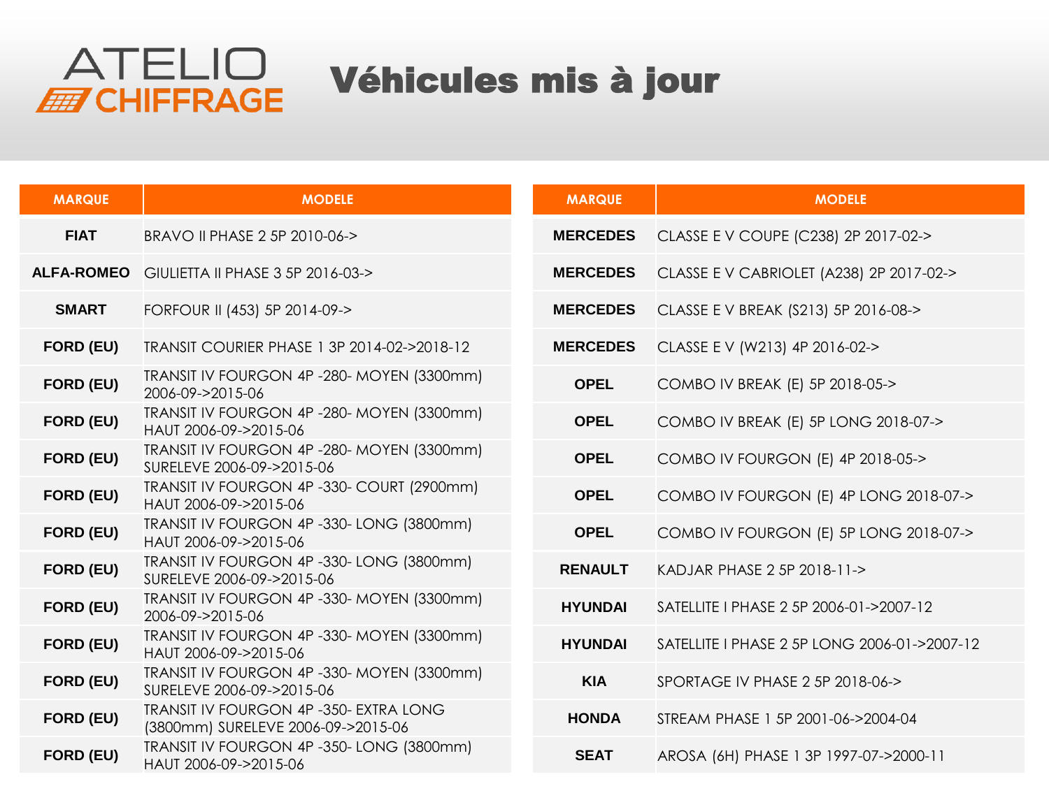ATELIO CHIFFRAGE

# Véhicules mis à jour

| MARQUE | MODELE |
| --- | --- |
| FIAT | BRAVO II PHASE 2 5P 2010-06-> |
| ALFA-ROMEO | GIULIETTA II PHASE 3 5P 2016-03-> |
| SMART | FORFOUR II (453) 5P 2014-09-> |
| FORD (EU) | TRANSIT COURIER PHASE 1 3P 2014-02->2018-12 |
| FORD (EU) | TRANSIT IV FOURGON 4P -280- MOYEN (3300mm) 2006-09->2015-06 |
| FORD (EU) | TRANSIT IV FOURGON 4P -280- MOYEN (3300mm) HAUT 2006-09->2015-06 |
| FORD (EU) | TRANSIT IV FOURGON 4P -280- MOYEN (3300mm) SURELEVE 2006-09->2015-06 |
| FORD (EU) | TRANSIT IV FOURGON 4P -330- COURT (2900mm) HAUT 2006-09->2015-06 |
| FORD (EU) | TRANSIT IV FOURGON 4P -330- LONG (3800mm) HAUT 2006-09->2015-06 |
| FORD (EU) | TRANSIT IV FOURGON 4P -330- LONG (3800mm) SURELEVE 2006-09->2015-06 |
| FORD (EU) | TRANSIT IV FOURGON 4P -330- MOYEN (3300mm) 2006-09->2015-06 |
| FORD (EU) | TRANSIT IV FOURGON 4P -330- MOYEN (3300mm) HAUT 2006-09->2015-06 |
| FORD (EU) | TRANSIT IV FOURGON 4P -330- MOYEN (3300mm) SURELEVE 2006-09->2015-06 |
| FORD (EU) | TRANSIT IV FOURGON 4P -350- EXTRA LONG (3800mm) SURELEVE 2006-09->2015-06 |
| FORD (EU) | TRANSIT IV FOURGON 4P -350- LONG (3800mm) HAUT 2006-09->2015-06 |
| MERCEDES | CLASSE E V COUPE (C238) 2P 2017-02-> |
| MERCEDES | CLASSE E V CABRIOLET (A238) 2P 2017-02-> |
| MERCEDES | CLASSE E V BREAK (S213) 5P 2016-08-> |
| MERCEDES | CLASSE E V (W213) 4P 2016-02-> |
| OPEL | COMBO IV BREAK (E) 5P 2018-05-> |
| OPEL | COMBO IV BREAK (E) 5P LONG 2018-07-> |
| OPEL | COMBO IV FOURGON (E) 4P 2018-05-> |
| OPEL | COMBO IV FOURGON (E) 4P LONG 2018-07-> |
| OPEL | COMBO IV FOURGON (E) 5P LONG 2018-07-> |
| RENAULT | KADJAR PHASE 2 5P 2018-11-> |
| HYUNDAI | SATELLITE I PHASE 2 5P 2006-01->2007-12 |
| HYUNDAI | SATELLITE I PHASE 2 5P LONG 2006-01->2007-12 |
| KIA | SPORTAGE IV PHASE 2 5P 2018-06-> |
| HONDA | STREAM PHASE 1 5P 2001-06->2004-04 |
| SEAT | AROSA (6H) PHASE 1 3P 1997-07->2000-11 |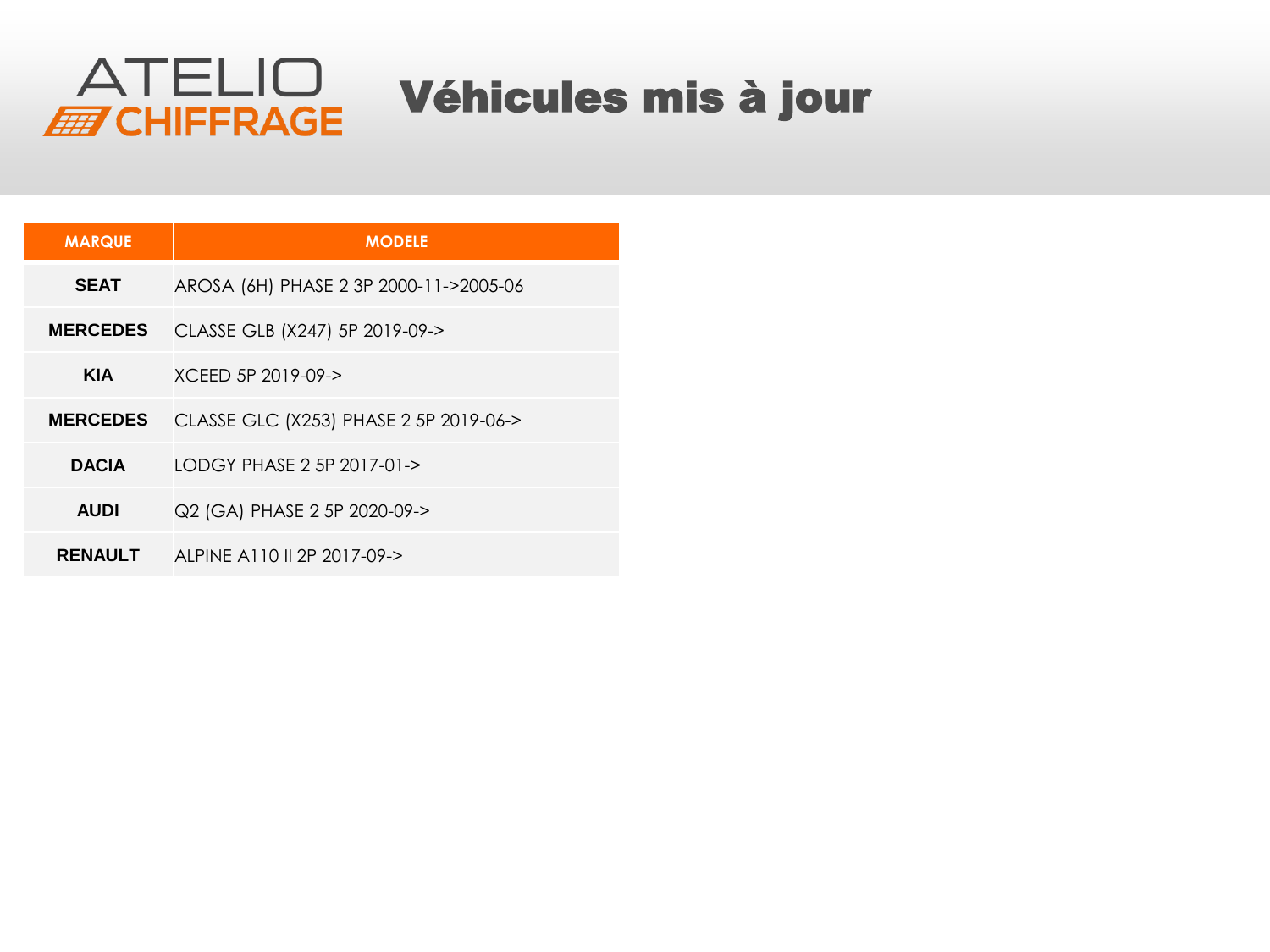ATELIO CHIFFRAGE

# Véhicules mis à jour

| MARQUE | MODELE |
|---|---|
| **SEAT** | AROSA (6H) PHASE 2 3P 2000-11->2005-06 |
| **MERCEDES** | CLASSE GLB (X247) 5P 2019-09-> |
| **KIA** | XCEED 5P 2019-09-> |
| **MERCEDES** | CLASSE GLC (X253) PHASE 2 5P 2019-06-> |
| **DACIA** | LODGY PHASE 2 5P 2017-01-> |
| **AUDI** | Q2 (GA) PHASE 2 5P 2020-09-> |
| **RENAULT** | ALPINE A110 II 2P 2017-09-> |